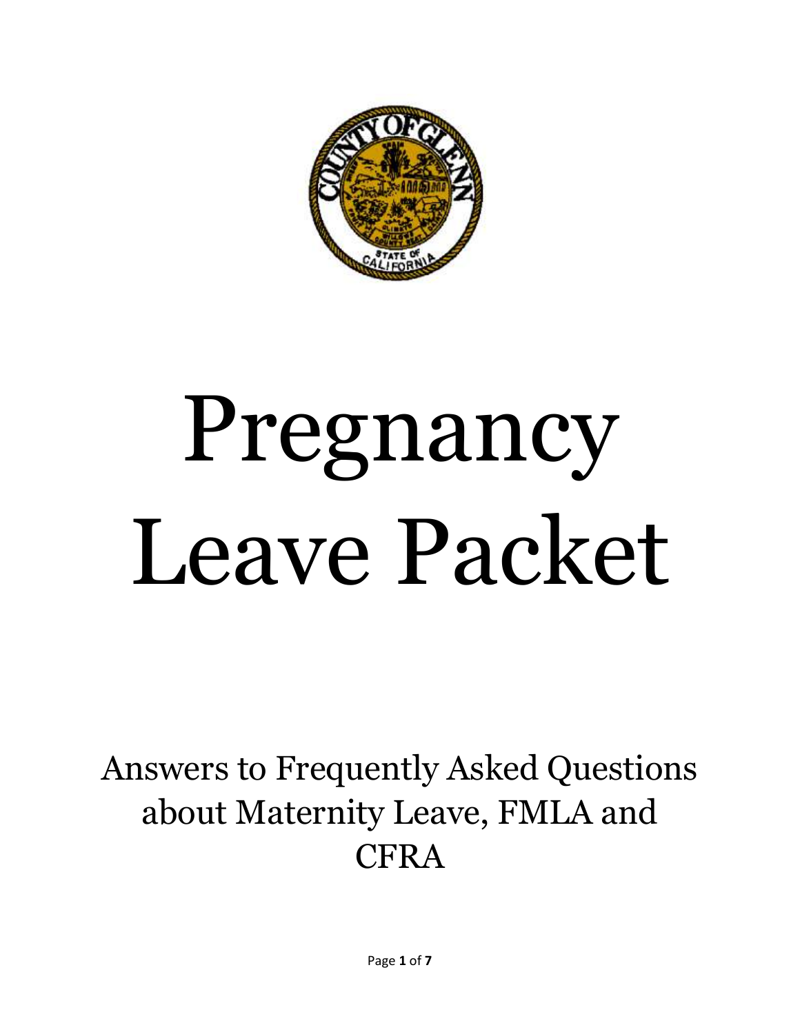# Pregnancy Leave Packet

## Answers to Frequently Asked Questions about Maternity Leave, FMLA and CFRA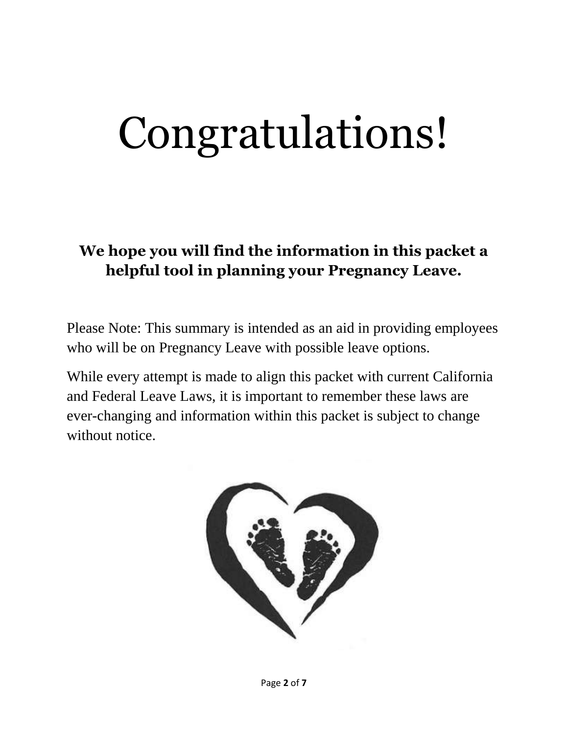# Congratulations!

**We hope you will find the information in this packet a helpful tool in planning your Pregnancy Leave.**

Please Note: This summary is intended as an aid in providing employees who will be on Pregnancy Leave with possible leave options.

While every attempt is made to align this packet with current California and Federal Leave Laws, it is important to remember these laws are ever-changing and information within this packet is subject to change without notice.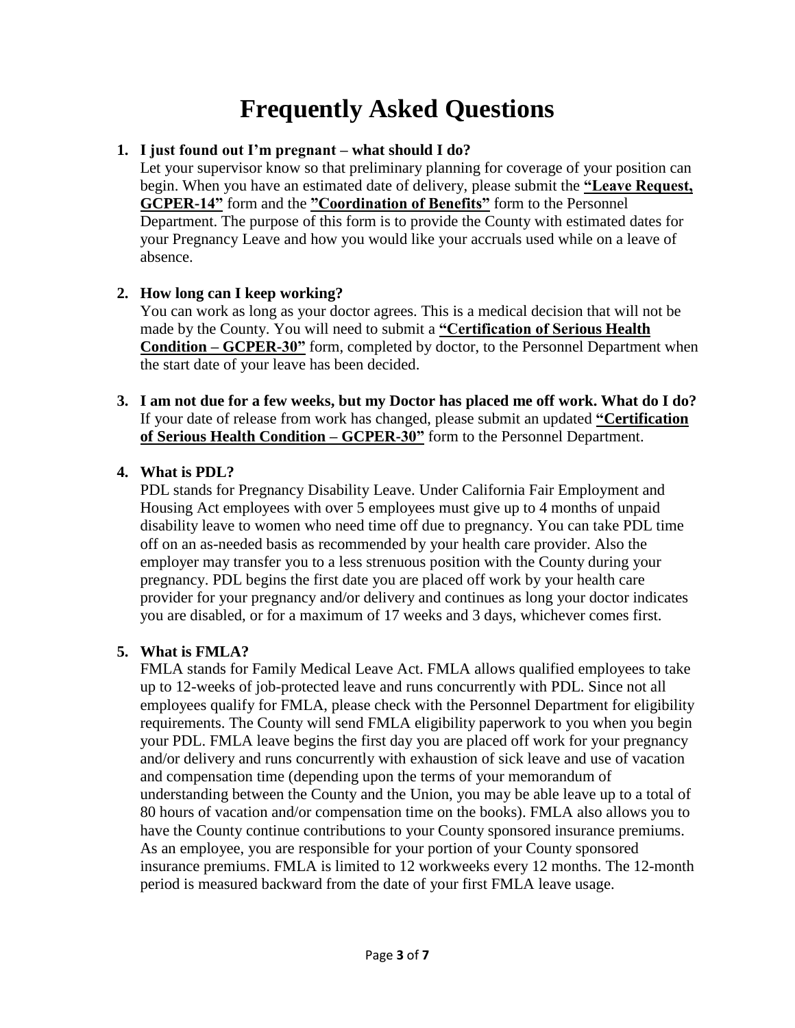# Frequently Asked Questions

1. **I just found out I'm pregnant – what should I do?**
   Let your supervisor know so that preliminary planning for coverage of your position can begin. When you have an estimated date of delivery, please submit the **"Leave Request, GCPER-14"** form and the **"Coordination of Benefits"** form to the Personnel Department. The purpose of this form is to provide the County with estimated dates for your Pregnancy Leave and how you would like your accruals used while on a leave of absence.

2. **How long can I keep working?**
   You can work as long as your doctor agrees. This is a medical decision that will not be made by the County. You will need to submit a **"Certification of Serious Health Condition – GCPER-30"** form, completed by doctor, to the Personnel Department when the start date of your leave has been decided.

3. **I am not due for a few weeks, but my Doctor has placed me off work. What do I do?**
   If your date of release from work has changed, please submit an updated **"Certification of Serious Health Condition – GCPER-30"** form to the Personnel Department.

4. **What is PDL?**
   PDL stands for Pregnancy Disability Leave. Under California Fair Employment and Housing Act employees with over 5 employees must give up to 4 months of unpaid disability leave to women who need time off due to pregnancy. You can take PDL time off on an as-needed basis as recommended by your health care provider. Also the employer may transfer you to a less strenuous position with the County during your pregnancy. PDL begins the first date you are placed off work by your health care provider for your pregnancy and/or delivery and continues as long your doctor indicates you are disabled, or for a maximum of 17 weeks and 3 days, whichever comes first.

5. **What is FMLA?**
   FMLA stands for Family Medical Leave Act. FMLA allows qualified employees to take up to 12-weeks of job-protected leave and runs concurrently with PDL. Since not all employees qualify for FMLA, please check with the Personnel Department for eligibility requirements. The County will send FMLA eligibility paperwork to you when you begin your PDL. FMLA leave begins the first day you are placed off work for your pregnancy and/or delivery and runs concurrently with exhaustion of sick leave and use of vacation and compensation time (depending upon the terms of your memorandum of understanding between the County and the Union, you may be able leave up to a total of 80 hours of vacation and/or compensation time on the books). FMLA also allows you to have the County continue contributions to your County sponsored insurance premiums. As an employee, you are responsible for your portion of your County sponsored insurance premiums. FMLA is limited to 12 workweeks every 12 months. The 12-month period is measured backward from the date of your first FMLA leave usage.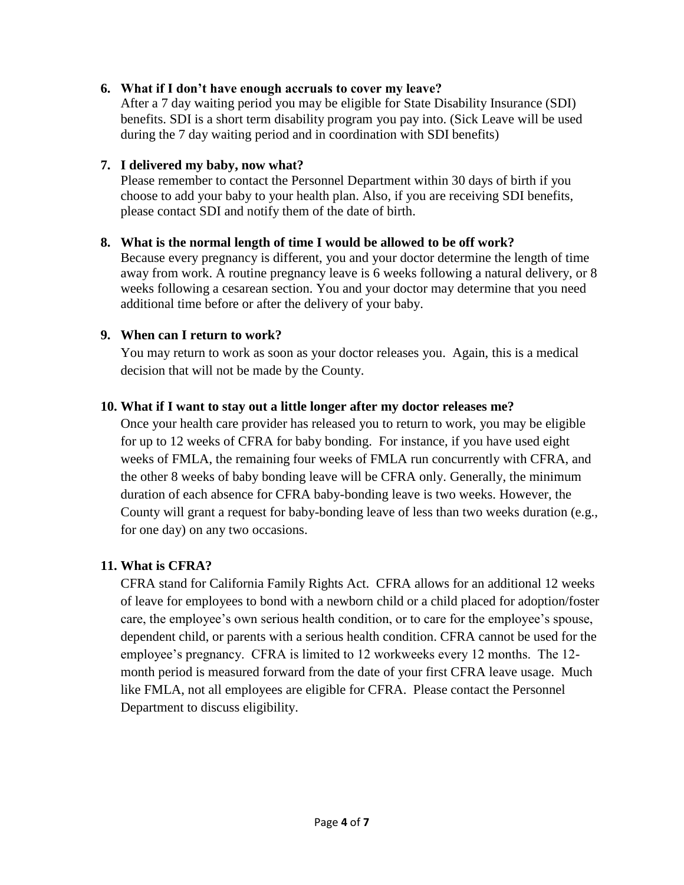**6. What if I don't have enough accruals to cover my leave?**

After a 7 day waiting period you may be eligible for State Disability Insurance (SDI) benefits. SDI is a short term disability program you pay into. (Sick Leave will be used during the 7 day waiting period and in coordination with SDI benefits)

**7. I delivered my baby, now what?**

Please remember to contact the Personnel Department within 30 days of birth if you choose to add your baby to your health plan. Also, if you are receiving SDI benefits, please contact SDI and notify them of the date of birth.

**8. What is the normal length of time I would be allowed to be off work?**

Because every pregnancy is different, you and your doctor determine the length of time away from work. A routine pregnancy leave is 6 weeks following a natural delivery, or 8 weeks following a cesarean section. You and your doctor may determine that you need additional time before or after the delivery of your baby.

**9. When can I return to work?**

You may return to work as soon as your doctor releases you. Again, this is a medical decision that will not be made by the County.

**10. What if I want to stay out a little longer after my doctor releases me?**

Once your health care provider has released you to return to work, you may be eligible for up to 12 weeks of CFRA for baby bonding. For instance, if you have used eight weeks of FMLA, the remaining four weeks of FMLA run concurrently with CFRA, and the other 8 weeks of baby bonding leave will be CFRA only. Generally, the minimum duration of each absence for CFRA baby-bonding leave is two weeks. However, the County will grant a request for baby-bonding leave of less than two weeks duration (e.g., for one day) on any two occasions.

**11. What is CFRA?**

CFRA stand for California Family Rights Act. CFRA allows for an additional 12 weeks of leave for employees to bond with a newborn child or a child placed for adoption/foster care, the employee's own serious health condition, or to care for the employee's spouse, dependent child, or parents with a serious health condition. CFRA cannot be used for the employee's pregnancy. CFRA is limited to 12 workweeks every 12 months. The 12-month period is measured forward from the date of your first CFRA leave usage. Much like FMLA, not all employees are eligible for CFRA. Please contact the Personnel Department to discuss eligibility.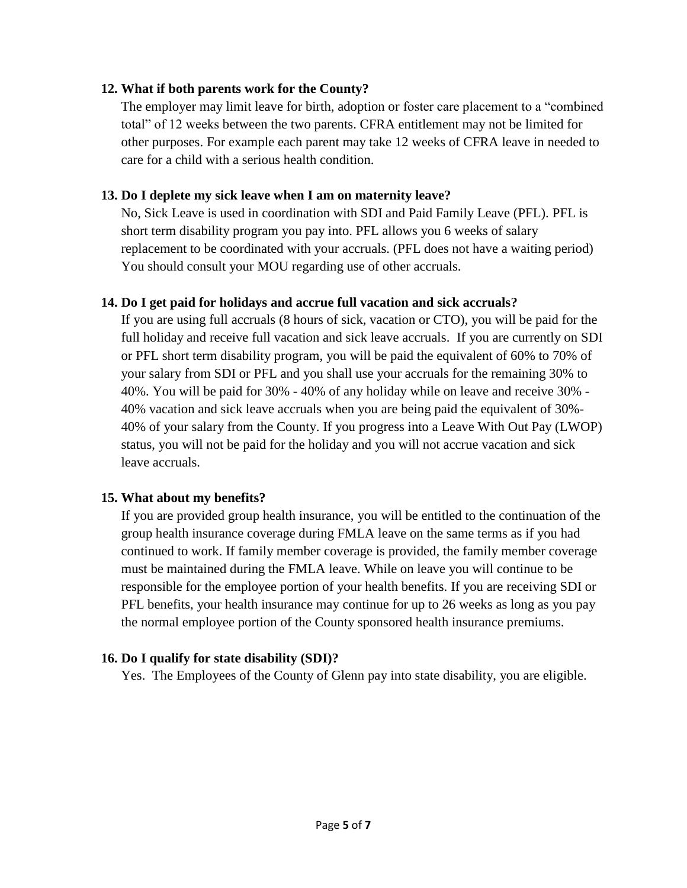**12. What if both parents work for the County?**

The employer may limit leave for birth, adoption or foster care placement to a "combined total" of 12 weeks between the two parents. CFRA entitlement may not be limited for other purposes. For example each parent may take 12 weeks of CFRA leave in needed to care for a child with a serious health condition.

**13. Do I deplete my sick leave when I am on maternity leave?**

No, Sick Leave is used in coordination with SDI and Paid Family Leave (PFL). PFL is short term disability program you pay into. PFL allows you 6 weeks of salary replacement to be coordinated with your accruals. (PFL does not have a waiting period) You should consult your MOU regarding use of other accruals.

**14. Do I get paid for holidays and accrue full vacation and sick accruals?**

If you are using full accruals (8 hours of sick, vacation or CTO), you will be paid for the full holiday and receive full vacation and sick leave accruals. If you are currently on SDI or PFL short term disability program, you will be paid the equivalent of 60% to 70% of your salary from SDI or PFL and you shall use your accruals for the remaining 30% to 40%. You will be paid for 30% - 40% of any holiday while on leave and receive 30% - 40% vacation and sick leave accruals when you are being paid the equivalent of 30%-40% of your salary from the County. If you progress into a Leave With Out Pay (LWOP) status, you will not be paid for the holiday and you will not accrue vacation and sick leave accruals.

**15. What about my benefits?**

If you are provided group health insurance, you will be entitled to the continuation of the group health insurance coverage during FMLA leave on the same terms as if you had continued to work. If family member coverage is provided, the family member coverage must be maintained during the FMLA leave. While on leave you will continue to be responsible for the employee portion of your health benefits. If you are receiving SDI or PFL benefits, your health insurance may continue for up to 26 weeks as long as you pay the normal employee portion of the County sponsored health insurance premiums.

**16. Do I qualify for state disability (SDI)?**

Yes. The Employees of the County of Glenn pay into state disability, you are eligible.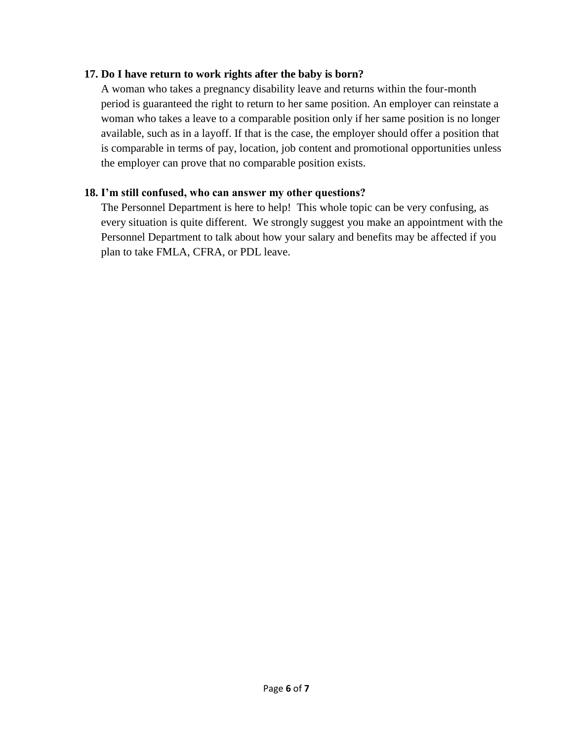**17. Do I have return to work rights after the baby is born?**

A woman who takes a pregnancy disability leave and returns within the four-month period is guaranteed the right to return to her same position. An employer can reinstate a woman who takes a leave to a comparable position only if her same position is no longer available, such as in a layoff. If that is the case, the employer should offer a position that is comparable in terms of pay, location, job content and promotional opportunities unless the employer can prove that no comparable position exists.

**18. I'm still confused, who can answer my other questions?**

The Personnel Department is here to help! This whole topic can be very confusing, as every situation is quite different. We strongly suggest you make an appointment with the Personnel Department to talk about how your salary and benefits may be affected if you plan to take FMLA, CFRA, or PDL leave.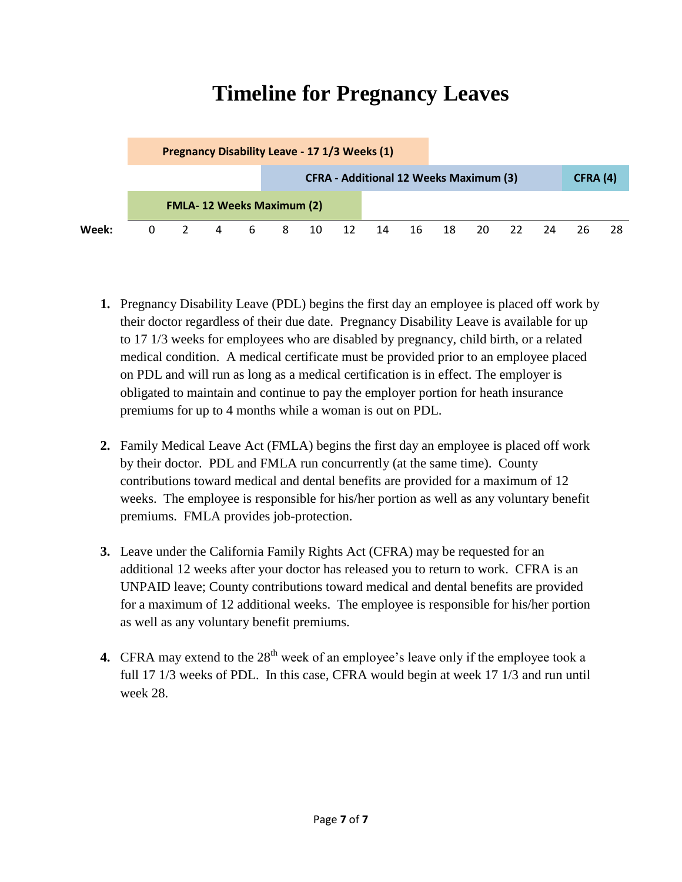# Timeline for Pregnancy Leaves

Pregnancy Disability Leave - 17 1/3 Weeks (1)

CFRA - Additional 12 Weeks Maximum (3)

CFRA (4)

FMLA- 12 Weeks Maximum (2)

Week: 0 2 4 6 8 10 12 14 16 18 20 22 24 26 28

1. Pregnancy Disability Leave (PDL) begins the first day an employee is placed off work by their doctor regardless of their due date. Pregnancy Disability Leave is available for up to 17 1/3 weeks for employees who are disabled by pregnancy, child birth, or a related medical condition. A medical certificate must be provided prior to an employee placed on PDL and will run as long as a medical certification is in effect. The employer is obligated to maintain and continue to pay the employer portion for heath insurance premiums for up to 4 months while a woman is out on PDL.

2. Family Medical Leave Act (FMLA) begins the first day an employee is placed off work by their doctor. PDL and FMLA run concurrently (at the same time). County contributions toward medical and dental benefits are provided for a maximum of 12 weeks. The employee is responsible for his/her portion as well as any voluntary benefit premiums. FMLA provides job-protection.

3. Leave under the California Family Rights Act (CFRA) may be requested for an additional 12 weeks after your doctor has released you to return to work. CFRA is an UNPAID leave; County contributions toward medical and dental benefits are provided for a maximum of 12 additional weeks. The employee is responsible for his/her portion as well as any voluntary benefit premiums.

4. CFRA may extend to the 28th week of an employee's leave only if the employee took a full 17 1/3 weeks of PDL. In this case, CFRA would begin at week 17 1/3 and run until week 28.